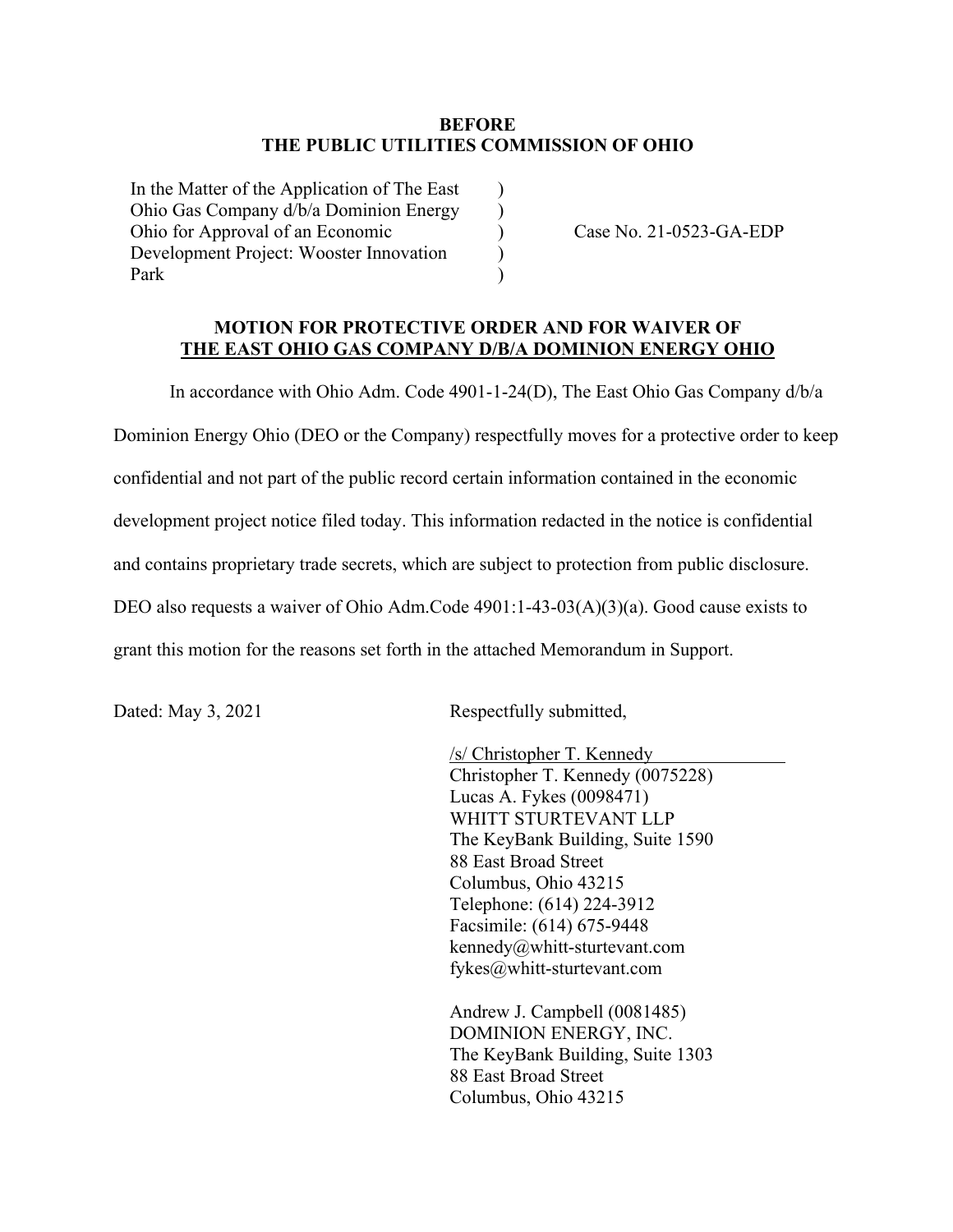**BEFORE**
**THE PUBLIC UTILITIES COMMISSION OF OHIO**

| | | |
|---|---|---|
| In the Matter of the Application of The East Ohio Gas Company d/b/a Dominion Energy Ohio for Approval of an Economic Development Project: Wooster Innovation Park | ) ) ) ) ) | Case No. 21-0523-GA-EDP |

**MOTION FOR PROTECTIVE ORDER AND FOR WAIVER OF**
**THE EAST OHIO GAS COMPANY D/B/A DOMINION ENERGY OHIO**

In accordance with Ohio Adm. Code 4901-1-24(D), The East Ohio Gas Company d/b/a Dominion Energy Ohio (DEO or the Company) respectfully moves for a protective order to keep confidential and not part of the public record certain information contained in the economic development project notice filed today. This information redacted in the notice is confidential and contains proprietary trade secrets, which are subject to protection from public disclosure. DEO also requests a waiver of Ohio Adm.Code 4901:1-43-03(A)(3)(a). Good cause exists to grant this motion for the reasons set forth in the attached Memorandum in Support.

Dated: May 3, 2021

Respectfully submitted,

/s/ Christopher T. Kennedy
Christopher T. Kennedy (0075228)
Lucas A. Fykes (0098471)
WHITT STURTEVANT LLP
The KeyBank Building, Suite 1590
88 East Broad Street
Columbus, Ohio 43215
Telephone: (614) 224-3912
Facsimile: (614) 675-9448
kennedy@whitt-sturtevant.com
fykes@whitt-sturtevant.com

Andrew J. Campbell (0081485)
DOMINION ENERGY, INC.
The KeyBank Building, Suite 1303
88 East Broad Street
Columbus, Ohio 43215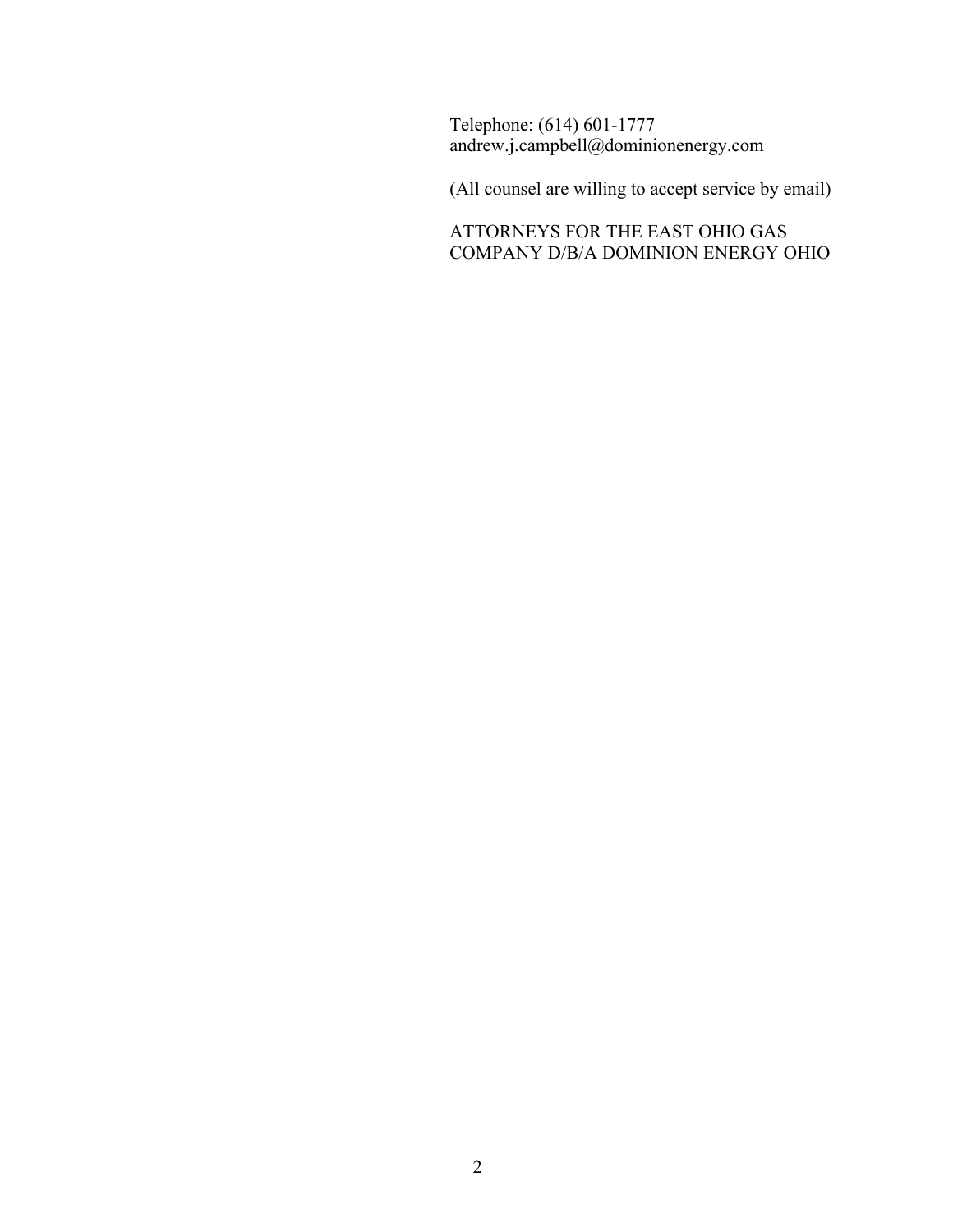Telephone: (614) 601-1777
andrew.j.campbell@dominionenergy.com

(All counsel are willing to accept service by email)

ATTORNEYS FOR THE EAST OHIO GAS COMPANY D/B/A DOMINION ENERGY OHIO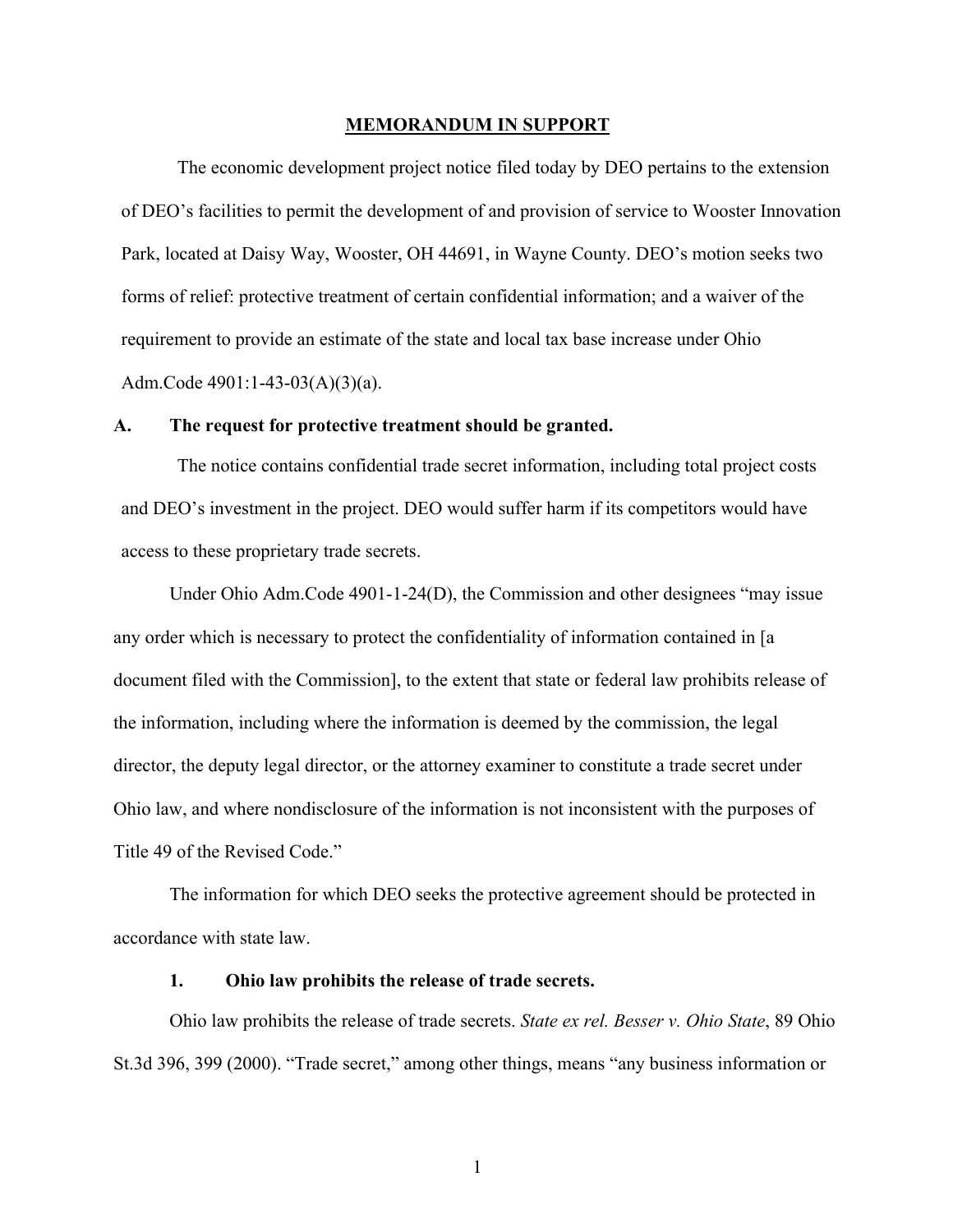**MEMORANDUM IN SUPPORT**

The economic development project notice filed today by DEO pertains to the extension of DEO's facilities to permit the development of and provision of service to Wooster Innovation Park, located at Daisy Way, Wooster, OH 44691, in Wayne County. DEO's motion seeks two forms of relief: protective treatment of certain confidential information; and a waiver of the requirement to provide an estimate of the state and local tax base increase under Ohio Adm.Code 4901:1-43-03(A)(3)(a).

**A. The request for protective treatment should be granted.**

The notice contains confidential trade secret information, including total project costs and DEO's investment in the project. DEO would suffer harm if its competitors would have access to these proprietary trade secrets.

Under Ohio Adm.Code 4901-1-24(D), the Commission and other designees "may issue any order which is necessary to protect the confidentiality of information contained in [a document filed with the Commission], to the extent that state or federal law prohibits release of the information, including where the information is deemed by the commission, the legal director, the deputy legal director, or the attorney examiner to constitute a trade secret under Ohio law, and where nondisclosure of the information is not inconsistent with the purposes of Title 49 of the Revised Code."

The information for which DEO seeks the protective agreement should be protected in accordance with state law.

**1. Ohio law prohibits the release of trade secrets.**

Ohio law prohibits the release of trade secrets. *State ex rel. Besser v. Ohio State*, 89 Ohio St.3d 396, 399 (2000). "Trade secret," among other things, means "any business information or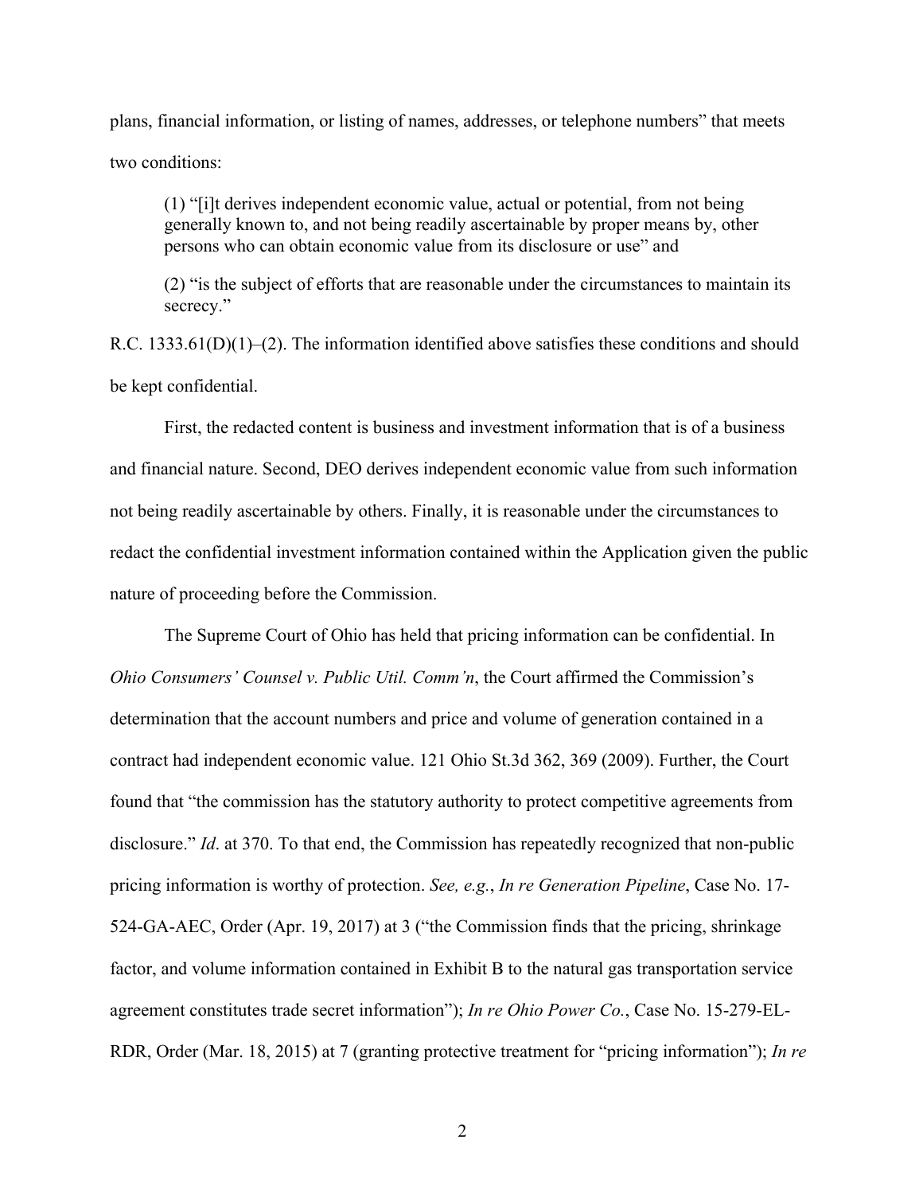plans, financial information, or listing of names, addresses, or telephone numbers" that meets two conditions:

> (1) "[i]t derives independent economic value, actual or potential, from not being generally known to, and not being readily ascertainable by proper means by, other persons who can obtain economic value from its disclosure or use" and
>
> (2) "is the subject of efforts that are reasonable under the circumstances to maintain its secrecy."

R.C. 1333.61(D)(1)–(2). The information identified above satisfies these conditions and should be kept confidential.

First, the redacted content is business and investment information that is of a business and financial nature. Second, DEO derives independent economic value from such information not being readily ascertainable by others. Finally, it is reasonable under the circumstances to redact the confidential investment information contained within the Application given the public nature of proceeding before the Commission.

The Supreme Court of Ohio has held that pricing information can be confidential. In *Ohio Consumers' Counsel v. Public Util. Comm'n*, the Court affirmed the Commission's determination that the account numbers and price and volume of generation contained in a contract had independent economic value. 121 Ohio St.3d 362, 369 (2009). Further, the Court found that "the commission has the statutory authority to protect competitive agreements from disclosure." *Id*. at 370. To that end, the Commission has repeatedly recognized that non-public pricing information is worthy of protection. *See, e.g.*, *In re Generation Pipeline*, Case No. 17-524-GA-AEC, Order (Apr. 19, 2017) at 3 ("the Commission finds that the pricing, shrinkage factor, and volume information contained in Exhibit B to the natural gas transportation service agreement constitutes trade secret information"); *In re Ohio Power Co.*, Case No. 15-279-EL-RDR, Order (Mar. 18, 2015) at 7 (granting protective treatment for "pricing information"); *In re*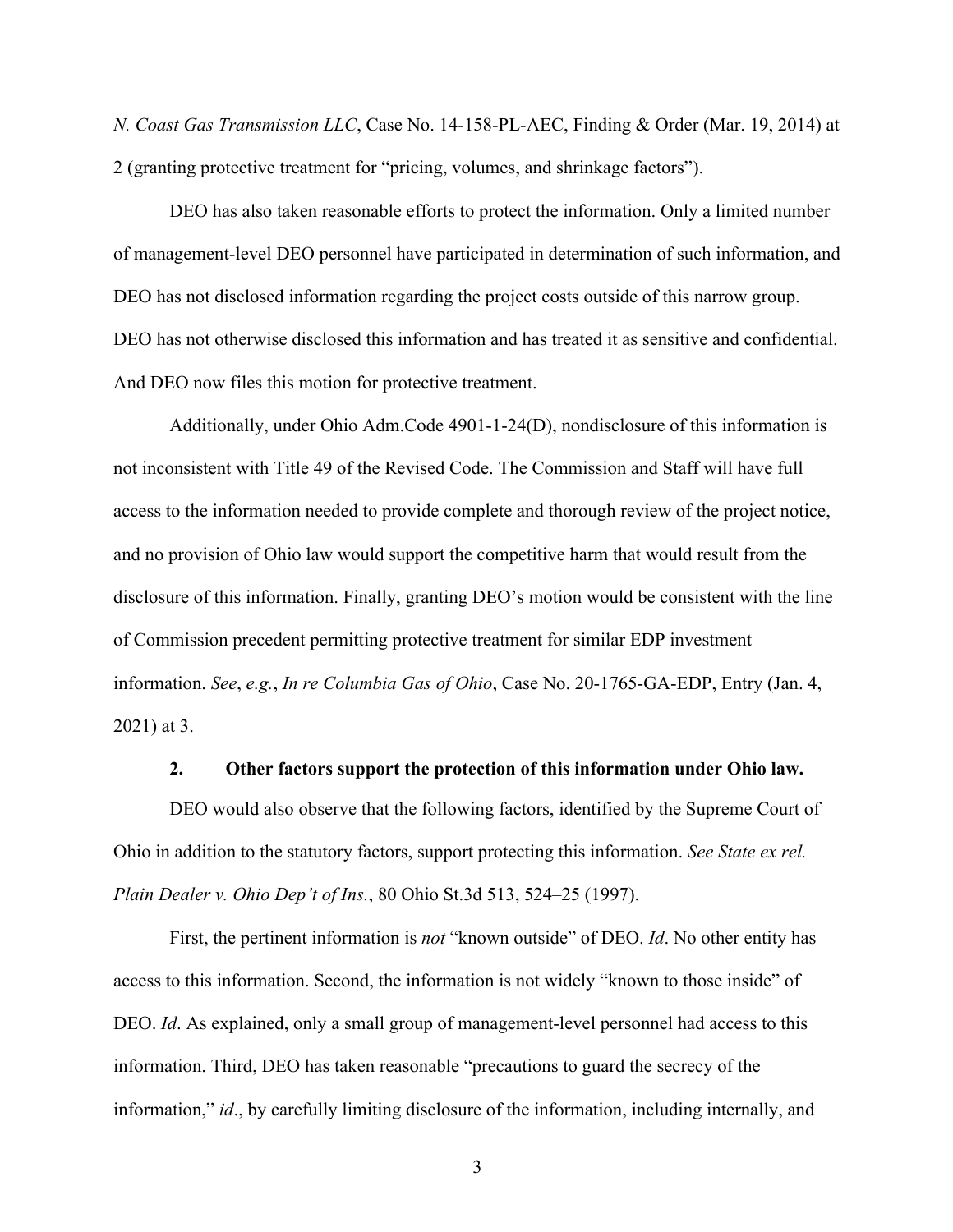*N. Coast Gas Transmission LLC*, Case No. 14-158-PL-AEC, Finding & Order (Mar. 19, 2014) at 2 (granting protective treatment for "pricing, volumes, and shrinkage factors").

DEO has also taken reasonable efforts to protect the information. Only a limited number of management-level DEO personnel have participated in determination of such information, and DEO has not disclosed information regarding the project costs outside of this narrow group. DEO has not otherwise disclosed this information and has treated it as sensitive and confidential. And DEO now files this motion for protective treatment.

Additionally, under Ohio Adm.Code 4901-1-24(D), nondisclosure of this information is not inconsistent with Title 49 of the Revised Code. The Commission and Staff will have full access to the information needed to provide complete and thorough review of the project notice, and no provision of Ohio law would support the competitive harm that would result from the disclosure of this information. Finally, granting DEO's motion would be consistent with the line of Commission precedent permitting protective treatment for similar EDP investment information. *See*, *e.g.*, *In re Columbia Gas of Ohio*, Case No. 20-1765-GA-EDP, Entry (Jan. 4, 2021) at 3.

**2. Other factors support the protection of this information under Ohio law.**

DEO would also observe that the following factors, identified by the Supreme Court of Ohio in addition to the statutory factors, support protecting this information. *See State ex rel. Plain Dealer v. Ohio Dep't of Ins.*, 80 Ohio St.3d 513, 524–25 (1997).

First, the pertinent information is *not* "known outside" of DEO. *Id*. No other entity has access to this information. Second, the information is not widely "known to those inside" of DEO. *Id*. As explained, only a small group of management-level personnel had access to this information. Third, DEO has taken reasonable "precautions to guard the secrecy of the information," *id*., by carefully limiting disclosure of the information, including internally, and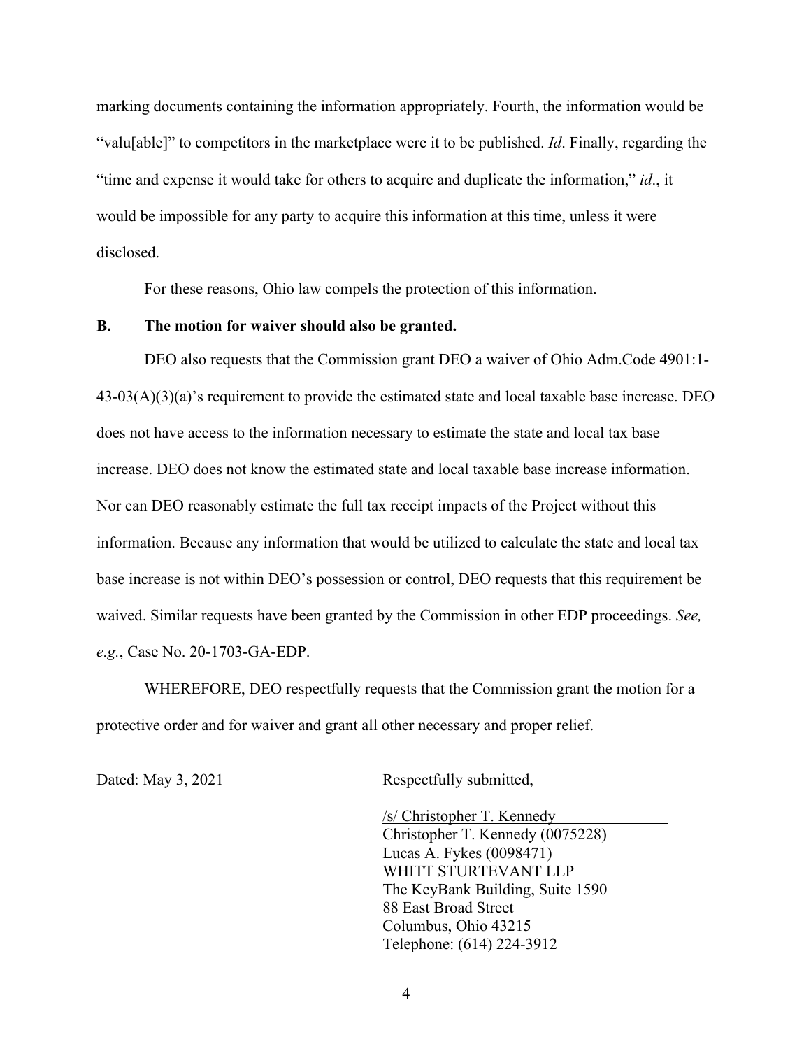marking documents containing the information appropriately. Fourth, the information would be "valu[able]" to competitors in the marketplace were it to be published. *Id*. Finally, regarding the "time and expense it would take for others to acquire and duplicate the information," *id*., it would be impossible for any party to acquire this information at this time, unless it were disclosed.

For these reasons, Ohio law compels the protection of this information.

**B. The motion for waiver should also be granted.**

DEO also requests that the Commission grant DEO a waiver of Ohio Adm.Code 4901:1-43-03(A)(3)(a)'s requirement to provide the estimated state and local taxable base increase. DEO does not have access to the information necessary to estimate the state and local tax base increase. DEO does not know the estimated state and local taxable base increase information. Nor can DEO reasonably estimate the full tax receipt impacts of the Project without this information. Because any information that would be utilized to calculate the state and local tax base increase is not within DEO's possession or control, DEO requests that this requirement be waived. Similar requests have been granted by the Commission in other EDP proceedings. *See, e.g.*, Case No. 20-1703-GA-EDP.

WHEREFORE, DEO respectfully requests that the Commission grant the motion for a protective order and for waiver and grant all other necessary and proper relief.

Dated: May 3, 2021

Respectfully submitted,

/s/ Christopher T. Kennedy
Christopher T. Kennedy (0075228)
Lucas A. Fykes (0098471)
WHITT STURTEVANT LLP
The KeyBank Building, Suite 1590
88 East Broad Street
Columbus, Ohio 43215
Telephone: (614) 224-3912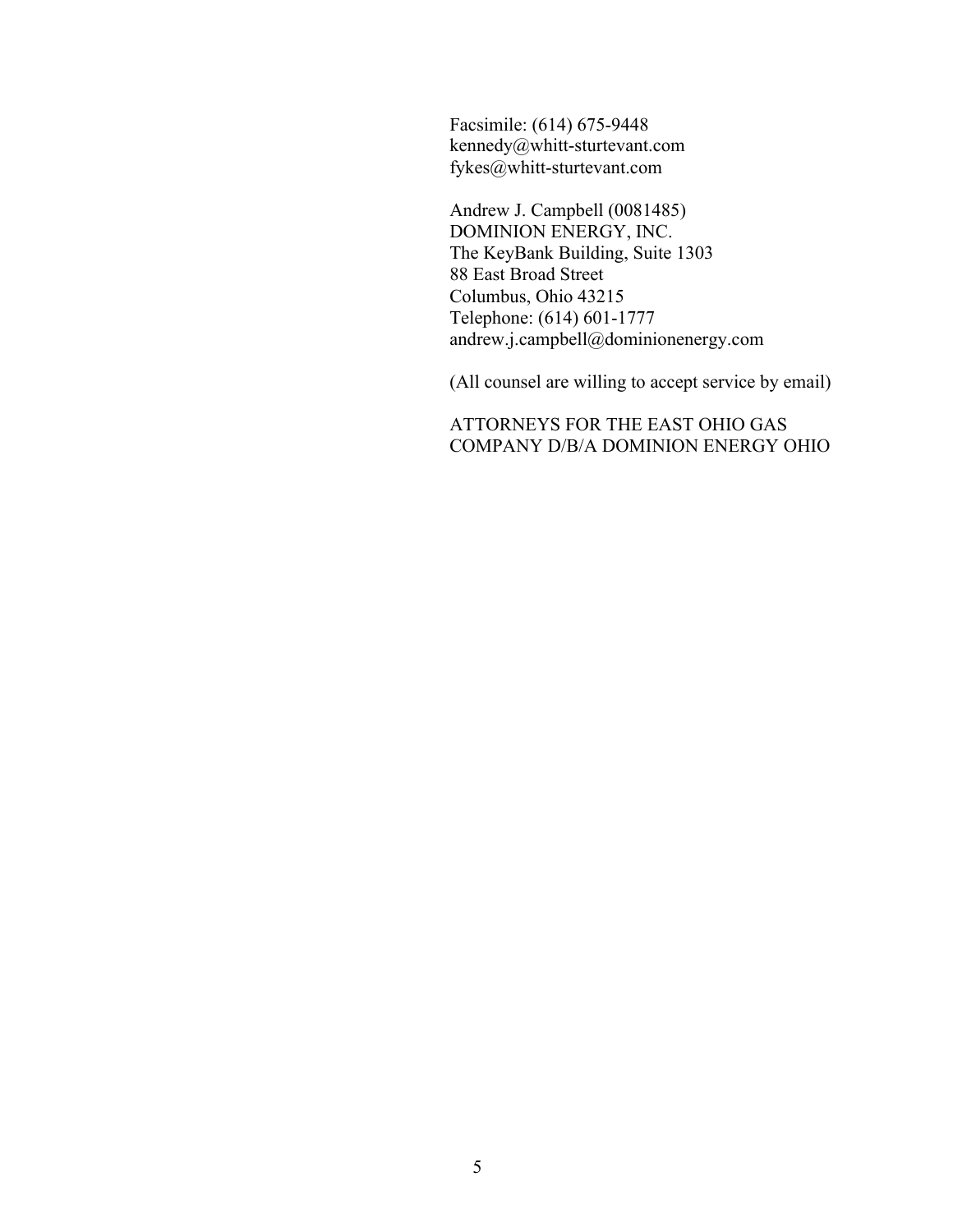Facsimile: (614) 675-9448
kennedy@whitt-sturtevant.com
fykes@whitt-sturtevant.com

Andrew J. Campbell (0081485)
DOMINION ENERGY, INC.
The KeyBank Building, Suite 1303
88 East Broad Street
Columbus, Ohio 43215
Telephone: (614) 601-1777
andrew.j.campbell@dominionenergy.com

(All counsel are willing to accept service by email)

ATTORNEYS FOR THE EAST OHIO GAS COMPANY D/B/A DOMINION ENERGY OHIO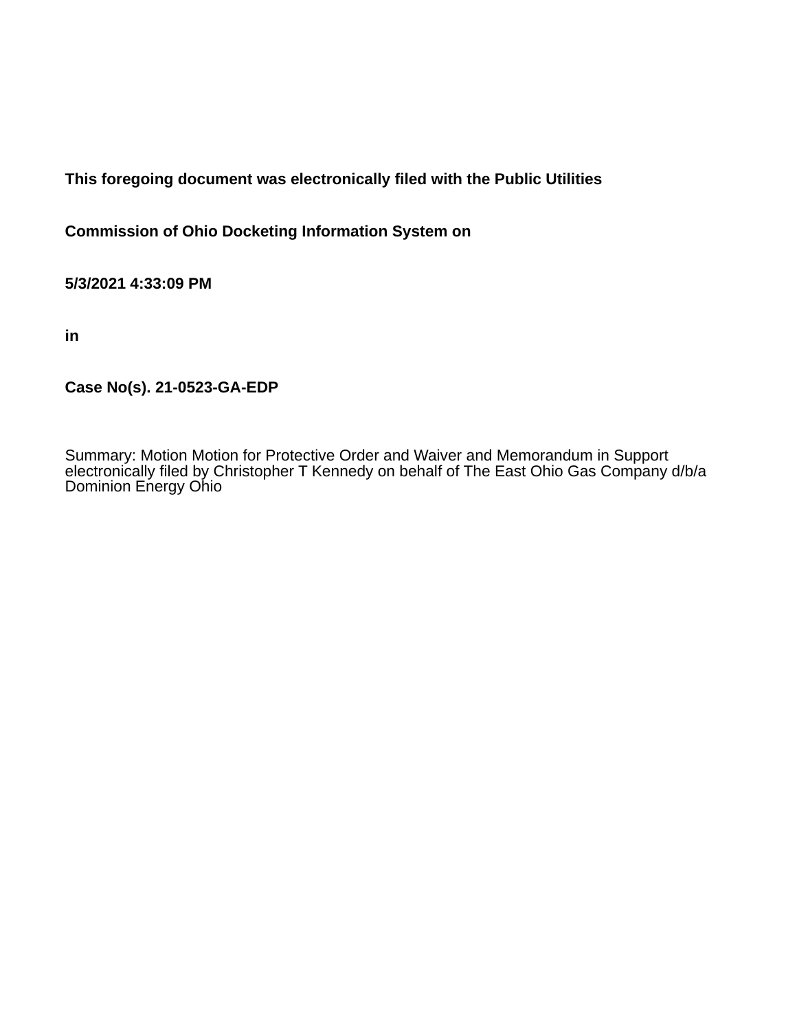**This foregoing document was electronically filed with the Public Utilities**

**Commission of Ohio Docketing Information System on**

**5/3/2021 4:33:09 PM**

**in**

**Case No(s). 21-0523-GA-EDP**

Summary: Motion Motion for Protective Order and Waiver and Memorandum in Support electronically filed by Christopher T Kennedy on behalf of The East Ohio Gas Company d/b/a Dominion Energy Ohio